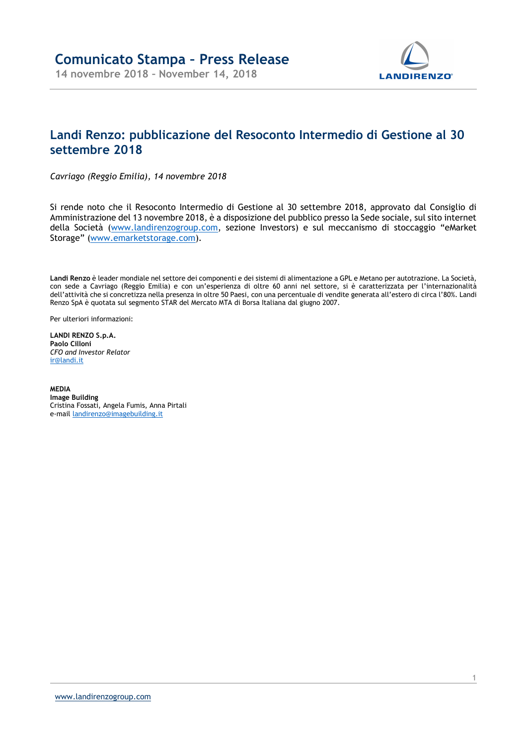# Comunicato Stampa – Press Release

14 novembre 2018 – November 14, 2018

## Landi Renzo: pubblicazione del Resoconto Intermedio di Gestione al 30 settembre 2018

*Cavriago (Reggio Emilia), 14 novembre 2018*

Si rende noto che il Resoconto Intermedio di Gestione al 30 settembre 2018, approvato dal Consiglio di Amministrazione del 13 novembre 2018, è a disposizione del pubblico presso la Sede sociale, sul sito internet della Società (www.landirenzogroup.com, sezione Investors) e sul meccanismo di stoccaggio "eMarket Storage" (www.emarketstorage.com).

**Landi Renzo** è leader mondiale nel settore dei componenti e dei sistemi di alimentazione a GPL e Metano per autotrazione. La Società, con sede a Cavriago (Reggio Emilia) e con un'esperienza di oltre 60 anni nel settore, si è caratterizzata per l'internazionalità dell'attività che si concretizza nella presenza in oltre 50 Paesi, con una percentuale di vendite generata all'estero di circa l'80%. Landi Renzo SpA è quotata sul segmento STAR del Mercato MTA di Borsa Italiana dal giugno 2007.

Per ulteriori informazioni:

**LANDI RENZO S.p.A.**
**Paolo Cilloni**
*CFO and Investor Relator*
ir@landi.it

**MEDIA**
**Image Building**
Cristina Fossati, Angela Fumis, Anna Pirtali
e-mail landirenzo@imagebuilding.it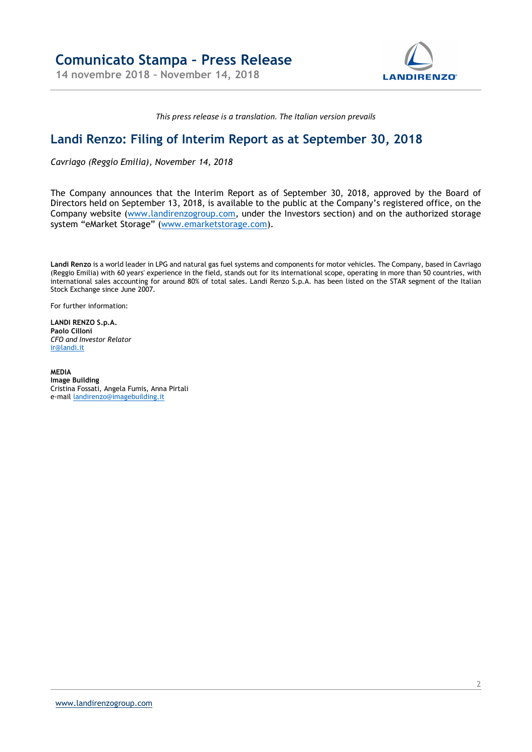*This press release is a translation. The Italian version prevails*

## Landi Renzo: Filing of Interim Report as at September 30, 2018

*Cavriago (Reggio Emilia), November 14, 2018*

The Company announces that the Interim Report as of September 30, 2018, approved by the Board of Directors held on September 13, 2018, is available to the public at the Company's registered office, on the Company website (www.landirenzogroup.com, under the Investors section) and on the authorized storage system "eMarket Storage" (www.emarketstorage.com).

**Landi Renzo** is a world leader in LPG and natural gas fuel systems and components for motor vehicles. The Company, based in Cavriago (Reggio Emilia) with 60 years' experience in the field, stands out for its international scope, operating in more than 50 countries, with international sales accounting for around 80% of total sales. Landi Renzo S.p.A. has been listed on the STAR segment of the Italian Stock Exchange since June 2007.

For further information:

**LANDI RENZO S.p.A.**
**Paolo Cilloni**
*CFO and Investor Relator*
ir@landi.it

**MEDIA**
**Image Building**
Cristina Fossati, Angela Fumis, Anna Pirtali
e-mail landirenzo@imagebuilding.it